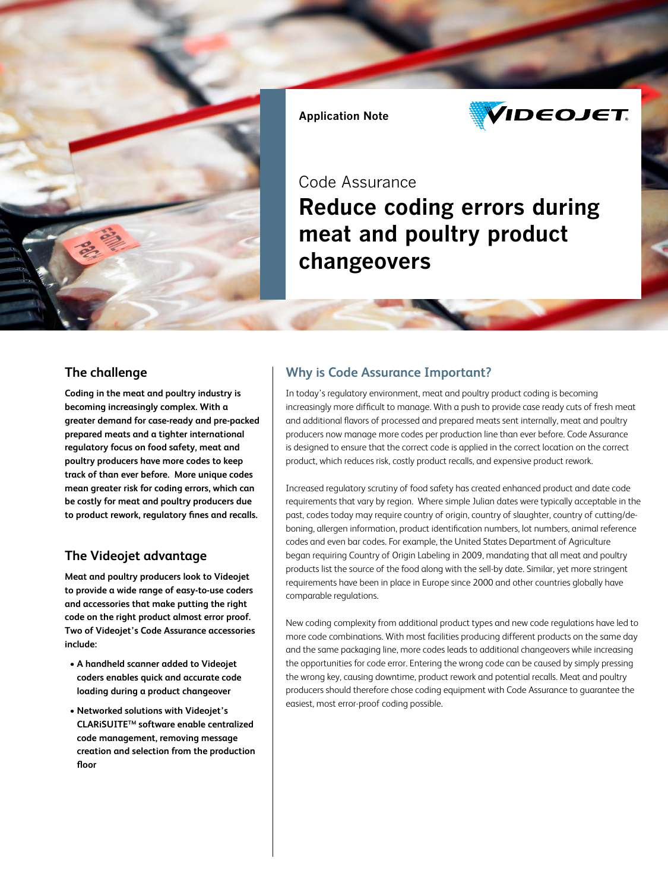Application Note

VIDEOJET

Code Assurance

# Reduce coding errors during meat and poultry product changeovers

## The challenge

**Coding in the meat and poultry industry is becoming increasingly complex. With a greater demand for case-ready and pre-packed prepared meats and a tighter international regulatory focus on food safety, meat and poultry producers have more codes to keep track of than ever before. More unique codes mean greater risk for coding errors, which can be costly for meat and poultry producers due to product rework, regulatory fines and recalls.**

## The Videojet advantage

**Meat and poultry producers look to Videojet to provide a wide range of easy-to-use coders and accessories that make putting the right code on the right product almost error proof. Two of Videojet's Code Assurance accessories include:**

- **A handheld scanner added to Videojet coders enables quick and accurate code loading during a product changeover**
- **Networked solutions with Videojet's CLARiSUITE™ software enable centralized code management, removing message creation and selection from the production floor**

## Why is Code Assurance Important?

In today's regulatory environment, meat and poultry product coding is becoming increasingly more difficult to manage. With a push to provide case ready cuts of fresh meat and additional flavors of processed and prepared meats sent internally, meat and poultry producers now manage more codes per production line than ever before. Code Assurance is designed to ensure that the correct code is applied in the correct location on the correct product, which reduces risk, costly product recalls, and expensive product rework.

Increased regulatory scrutiny of food safety has created enhanced product and date code requirements that vary by region. Where simple Julian dates were typically acceptable in the past, codes today may require country of origin, country of slaughter, country of cutting/de-boning, allergen information, product identification numbers, lot numbers, animal reference codes and even bar codes. For example, the United States Department of Agriculture began requiring Country of Origin Labeling in 2009, mandating that all meat and poultry products list the source of the food along with the sell-by date. Similar, yet more stringent requirements have been in place in Europe since 2000 and other countries globally have comparable regulations.

New coding complexity from additional product types and new code regulations have led to more code combinations. With most facilities producing different products on the same day and the same packaging line, more codes leads to additional changeovers while increasing the opportunities for code error. Entering the wrong code can be caused by simply pressing the wrong key, causing downtime, product rework and potential recalls. Meat and poultry producers should therefore chose coding equipment with Code Assurance to guarantee the easiest, most error-proof coding possible.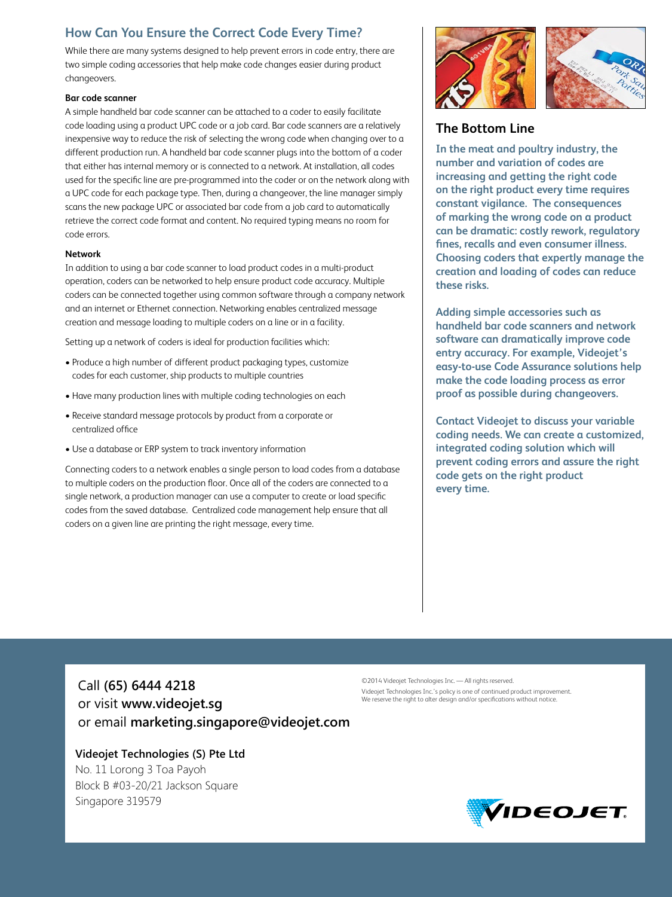## How Can You Ensure the Correct Code Every Time?

While there are many systems designed to help prevent errors in code entry, there are two simple coding accessories that help make code changes easier during product changeovers.

**Bar code scanner**

A simple handheld bar code scanner can be attached to a coder to easily facilitate code loading using a product UPC code or a job card. Bar code scanners are a relatively inexpensive way to reduce the risk of selecting the wrong code when changing over to a different production run. A handheld bar code scanner plugs into the bottom of a coder that either has internal memory or is connected to a network. At installation, all codes used for the specific line are pre-programmed into the coder or on the network along with a UPC code for each package type. Then, during a changeover, the line manager simply scans the new package UPC or associated bar code from a job card to automatically retrieve the correct code format and content. No required typing means no room for code errors.

**Network**

In addition to using a bar code scanner to load product codes in a multi-product operation, coders can be networked to help ensure product code accuracy. Multiple coders can be connected together using common software through a company network and an internet or Ethernet connection. Networking enables centralized message creation and message loading to multiple coders on a line or in a facility.

Setting up a network of coders is ideal for production facilities which:

- Produce a high number of different product packaging types, customize codes for each customer, ship products to multiple countries
- Have many production lines with multiple coding technologies on each
- Receive standard message protocols by product from a corporate or centralized office
- Use a database or ERP system to track inventory information

Connecting coders to a network enables a single person to load codes from a database to multiple coders on the production floor. Once all of the coders are connected to a single network, a production manager can use a computer to create or load specific codes from the saved database. Centralized code management help ensure that all coders on a given line are printing the right message, every time.

## The Bottom Line

**In the meat and poultry industry, the number and variation of codes are increasing and getting the right code on the right product every time requires constant vigilance. The consequences of marking the wrong code on a product can be dramatic: costly rework, regulatory fines, recalls and even consumer illness. Choosing coders that expertly manage the creation and loading of codes can reduce these risks.**

**Adding simple accessories such as handheld bar code scanners and network software can dramatically improve code entry accuracy. For example, Videojet's easy-to-use Code Assurance solutions help make the code loading process as error proof as possible during changeovers.**

**Contact Videojet to discuss your variable coding needs. We can create a customized, integrated coding solution which will prevent coding errors and assure the right code gets on the right product every time.**

Call **(65) 6444 4218**
or visit **www.videojet.sg**
or email **marketing.singapore@videojet.com**

**Videojet Technologies (S) Pte Ltd**
No. 11 Lorong 3 Toa Payoh
Block B #03-20/21 Jackson Square
Singapore 319579

©2014 Videojet Technologies Inc. — All rights reserved.
Videojet Technologies Inc.'s policy is one of continued product improvement. We reserve the right to alter design and/or specifications without notice.